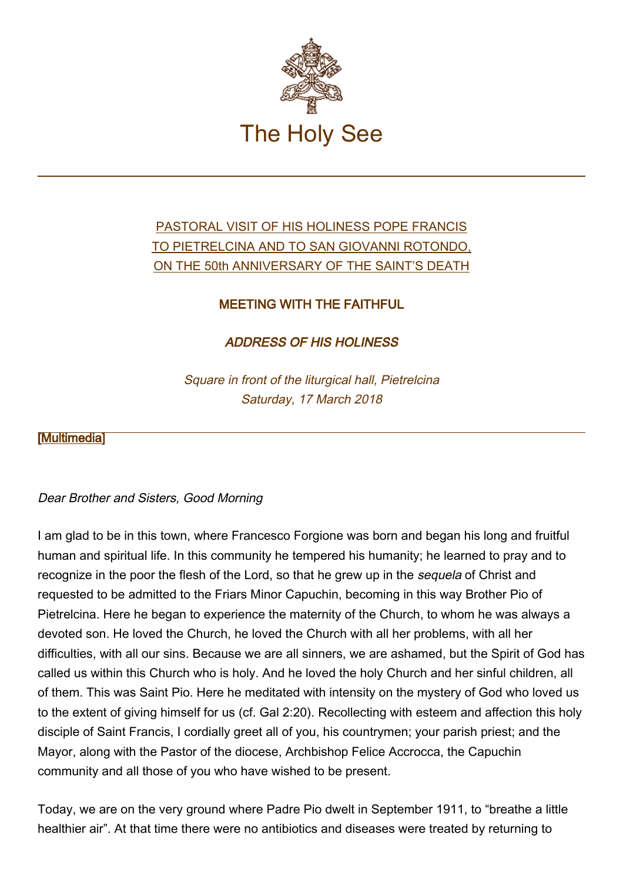# The Holy See

PASTORAL VISIT OF HIS HOLINESS POPE FRANCIS
TO PIETRELCINA AND TO SAN GIOVANNI ROTONDO,
ON THE 50th ANNIVERSARY OF THE SAINT'S DEATH

## MEETING WITH THE FAITHFUL

### *ADDRESS OF HIS HOLINESS*

*Square in front of the liturgical hall, Pietrelcina*
*Saturday, 17 March 2018*

[Multimedia]

---

*Dear Brother and Sisters, Good Morning*

I am glad to be in this town, where Francesco Forgione was born and began his long and fruitful human and spiritual life. In this community he tempered his humanity; he learned to pray and to recognize in the poor the flesh of the Lord, so that he grew up in the *sequela* of Christ and requested to be admitted to the Friars Minor Capuchin, becoming in this way Brother Pio of Pietrelcina. Here he began to experience the maternity of the Church, to whom he was always a devoted son. He loved the Church, he loved the Church with all her problems, with all her difficulties, with all our sins. Because we are all sinners, we are ashamed, but the Spirit of God has called us within this Church who is holy. And he loved the holy Church and her sinful children, all of them. This was Saint Pio. Here he meditated with intensity on the mystery of God who loved us to the extent of giving himself for us (cf. Gal 2:20). Recollecting with esteem and affection this holy disciple of Saint Francis, I cordially greet all of you, his countrymen; your parish priest; and the Mayor, along with the Pastor of the diocese, Archbishop Felice Accrocca, the Capuchin community and all those of you who have wished to be present.

Today, we are on the very ground where Padre Pio dwelt in September 1911, to "breathe a little healthier air". At that time there were no antibiotics and diseases were treated by returning to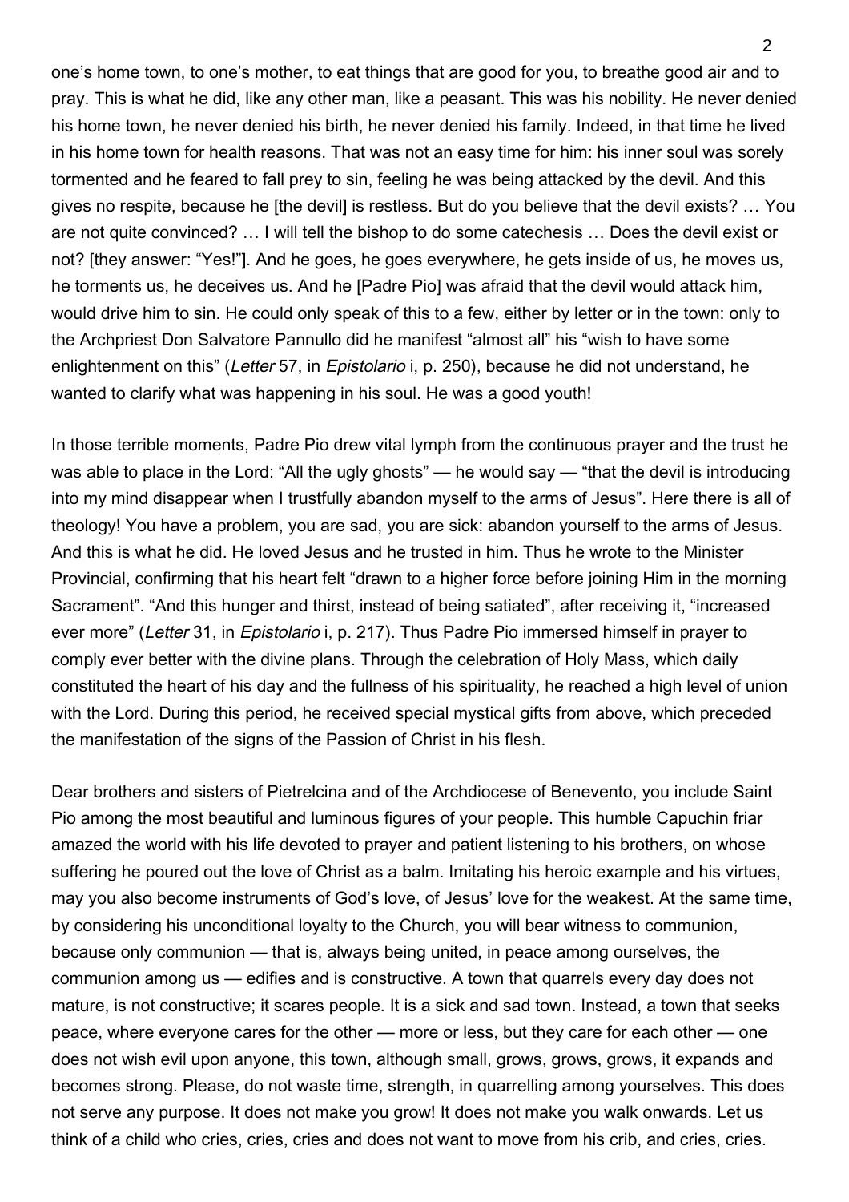one's home town, to one's mother, to eat things that are good for you, to breathe good air and to pray. This is what he did, like any other man, like a peasant. This was his nobility. He never denied his home town, he never denied his birth, he never denied his family. Indeed, in that time he lived in his home town for health reasons. That was not an easy time for him: his inner soul was sorely tormented and he feared to fall prey to sin, feeling he was being attacked by the devil. And this gives no respite, because he [the devil] is restless. But do you believe that the devil exists? … You are not quite convinced? … I will tell the bishop to do some catechesis … Does the devil exist or not? [they answer: "Yes!"]. And he goes, he goes everywhere, he gets inside of us, he moves us, he torments us, he deceives us. And he [Padre Pio] was afraid that the devil would attack him, would drive him to sin. He could only speak of this to a few, either by letter or in the town: only to the Archpriest Don Salvatore Pannullo did he manifest "almost all" his "wish to have some enlightenment on this" (*Letter* 57, in *Epistolario* i, p. 250), because he did not understand, he wanted to clarify what was happening in his soul. He was a good youth!

In those terrible moments, Padre Pio drew vital lymph from the continuous prayer and the trust he was able to place in the Lord: "All the ugly ghosts" — he would say — "that the devil is introducing into my mind disappear when I trustfully abandon myself to the arms of Jesus". Here there is all of theology! You have a problem, you are sad, you are sick: abandon yourself to the arms of Jesus. And this is what he did. He loved Jesus and he trusted in him. Thus he wrote to the Minister Provincial, confirming that his heart felt "drawn to a higher force before joining Him in the morning Sacrament". "And this hunger and thirst, instead of being satiated", after receiving it, "increased ever more" (*Letter* 31, in *Epistolario* i, p. 217). Thus Padre Pio immersed himself in prayer to comply ever better with the divine plans. Through the celebration of Holy Mass, which daily constituted the heart of his day and the fullness of his spirituality, he reached a high level of union with the Lord. During this period, he received special mystical gifts from above, which preceded the manifestation of the signs of the Passion of Christ in his flesh.

Dear brothers and sisters of Pietrelcina and of the Archdiocese of Benevento, you include Saint Pio among the most beautiful and luminous figures of your people. This humble Capuchin friar amazed the world with his life devoted to prayer and patient listening to his brothers, on whose suffering he poured out the love of Christ as a balm. Imitating his heroic example and his virtues, may you also become instruments of God's love, of Jesus' love for the weakest. At the same time, by considering his unconditional loyalty to the Church, you will bear witness to communion, because only communion — that is, always being united, in peace among ourselves, the communion among us — edifies and is constructive. A town that quarrels every day does not mature, is not constructive; it scares people. It is a sick and sad town. Instead, a town that seeks peace, where everyone cares for the other — more or less, but they care for each other — one does not wish evil upon anyone, this town, although small, grows, grows, grows, it expands and becomes strong. Please, do not waste time, strength, in quarrelling among yourselves. This does not serve any purpose. It does not make you grow! It does not make you walk onwards. Let us think of a child who cries, cries, cries and does not want to move from his crib, and cries, cries.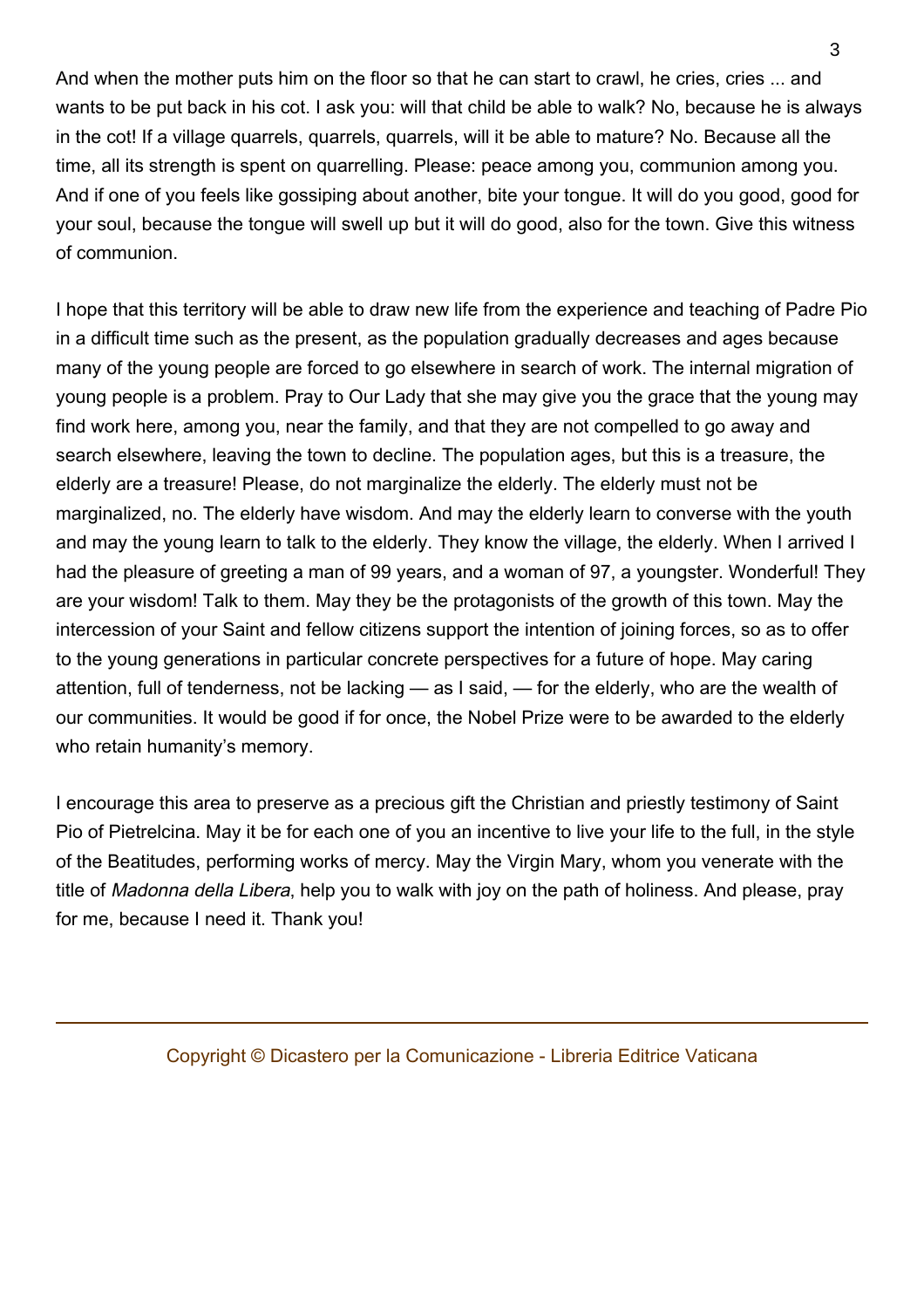And when the mother puts him on the floor so that he can start to crawl, he cries, cries ... and wants to be put back in his cot. I ask you: will that child be able to walk? No, because he is always in the cot! If a village quarrels, quarrels, quarrels, will it be able to mature? No. Because all the time, all its strength is spent on quarrelling. Please: peace among you, communion among you. And if one of you feels like gossiping about another, bite your tongue. It will do you good, good for your soul, because the tongue will swell up but it will do good, also for the town. Give this witness of communion.

I hope that this territory will be able to draw new life from the experience and teaching of Padre Pio in a difficult time such as the present, as the population gradually decreases and ages because many of the young people are forced to go elsewhere in search of work. The internal migration of young people is a problem. Pray to Our Lady that she may give you the grace that the young may find work here, among you, near the family, and that they are not compelled to go away and search elsewhere, leaving the town to decline. The population ages, but this is a treasure, the elderly are a treasure! Please, do not marginalize the elderly. The elderly must not be marginalized, no. The elderly have wisdom. And may the elderly learn to converse with the youth and may the young learn to talk to the elderly. They know the village, the elderly. When I arrived I had the pleasure of greeting a man of 99 years, and a woman of 97, a youngster. Wonderful! They are your wisdom! Talk to them. May they be the protagonists of the growth of this town. May the intercession of your Saint and fellow citizens support the intention of joining forces, so as to offer to the young generations in particular concrete perspectives for a future of hope. May caring attention, full of tenderness, not be lacking — as I said, — for the elderly, who are the wealth of our communities. It would be good if for once, the Nobel Prize were to be awarded to the elderly who retain humanity's memory.

I encourage this area to preserve as a precious gift the Christian and priestly testimony of Saint Pio of Pietrelcina. May it be for each one of you an incentive to live your life to the full, in the style of the Beatitudes, performing works of mercy. May the Virgin Mary, whom you venerate with the title of *Madonna della Libera*, help you to walk with joy on the path of holiness. And please, pray for me, because I need it. Thank you!

---

Copyright © Dicastero per la Comunicazione - Libreria Editrice Vaticana